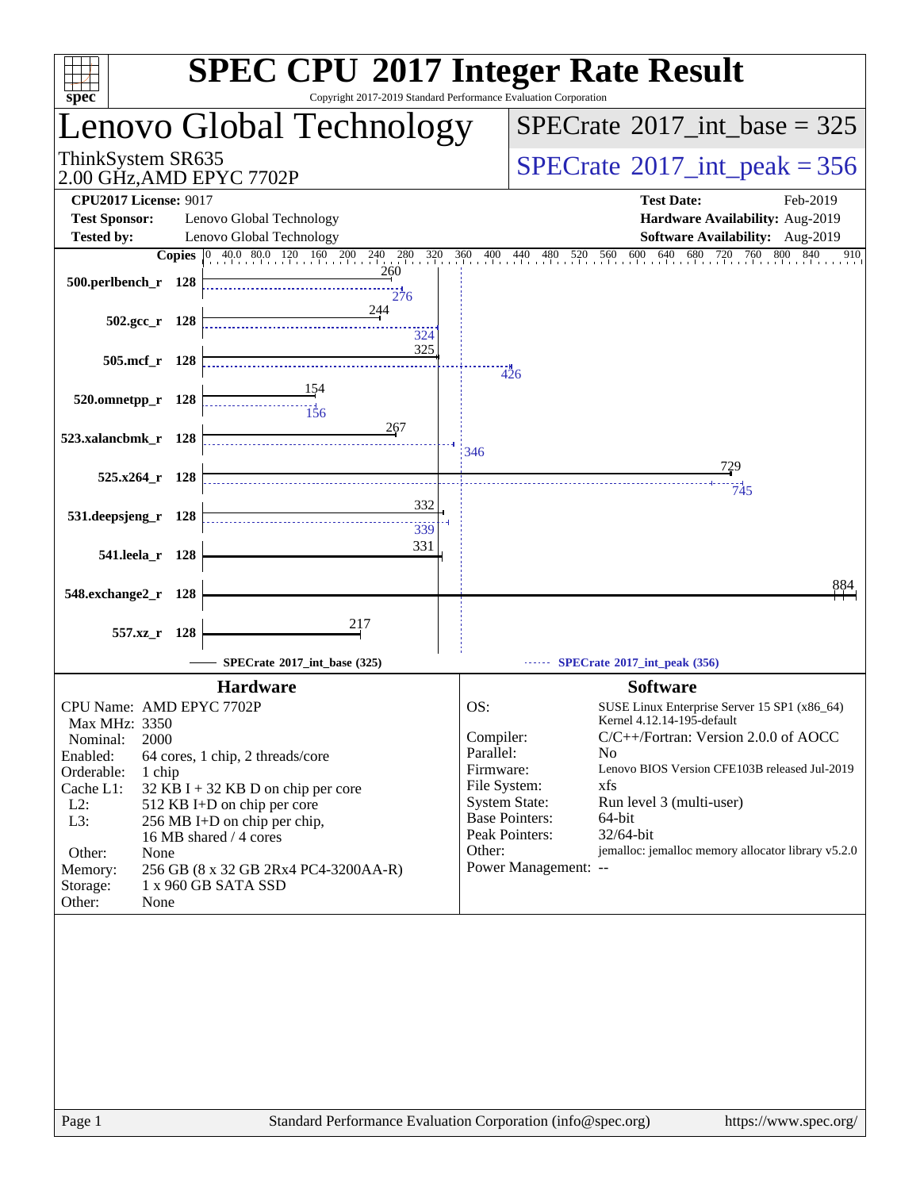# SPEC CPU 2017 Integer Rate Result

Copyright 2017-2019 Standard Performance Evaluation Corporation

## Lenovo Global Technology

ThinkSystem SR635
2.00 GHz,AMD EPYC 7702P

SPECrate 2017_int_base = 325

SPECrate 2017_int_peak = 356

| | | | |
|---|---|---|---|
| **CPU2017 License:** | 9017 | **Test Date:** | Feb-2019 |
| **Test Sponsor:** | Lenovo Global Technology | **Hardware Availability:** | Aug-2019 |
| **Tested by:** | Lenovo Global Technology | **Software Availability:** | Aug-2019 |

| Benchmark | Copies | Base | Peak |
|---|---|---|---|
| 500.perlbench_r | 128 | 260 | 276 |
| 502.gcc_r | 128 | 244 | 324 |
| 505.mcf_r | 128 | 325 | 426 |
| 520.omnetpp_r | 128 | 154 | 156 |
| 523.xalancbmk_r | 128 | 267 | 346 |
| 525.x264_r | 128 | 729 | 745 |
| 531.deepsjeng_r | 128 | 332 | 339 |
| 541.leela_r | 128 | 331 | |
| 548.exchange2_r | 128 | 884 | |
| 557.xz_r | 128 | 217 | |

SPECrate 2017_int_base (325) — SPECrate 2017_int_peak (356)

### Hardware

| | |
|---|---|
| CPU Name: | AMD EPYC 7702P |
| Max MHz: | 3350 |
| Nominal: | 2000 |
| Enabled: | 64 cores, 1 chip, 2 threads/core |
| Orderable: | 1 chip |
| Cache L1: | 32 KB I + 32 KB D on chip per core |
| L2: | 512 KB I+D on chip per core |
| L3: | 256 MB I+D on chip per chip, 16 MB shared / 4 cores |
| Other: | None |
| Memory: | 256 GB (8 x 32 GB 2Rx4 PC4-3200AA-R) |
| Storage: | 1 x 960 GB SATA SSD |
| Other: | None |

### Software

| | |
|---|---|
| OS: | SUSE Linux Enterprise Server 15 SP1 (x86_64) Kernel 4.12.14-195-default |
| Compiler: | C/C++/Fortran: Version 2.0.0 of AOCC |
| Parallel: | No |
| Firmware: | Lenovo BIOS Version CFE103B released Jul-2019 |
| File System: | xfs |
| System State: | Run level 3 (multi-user) |
| Base Pointers: | 64-bit |
| Peak Pointers: | 32/64-bit |
| Other: | jemalloc: jemalloc memory allocator library v5.2.0 |
| Power Management: | -- |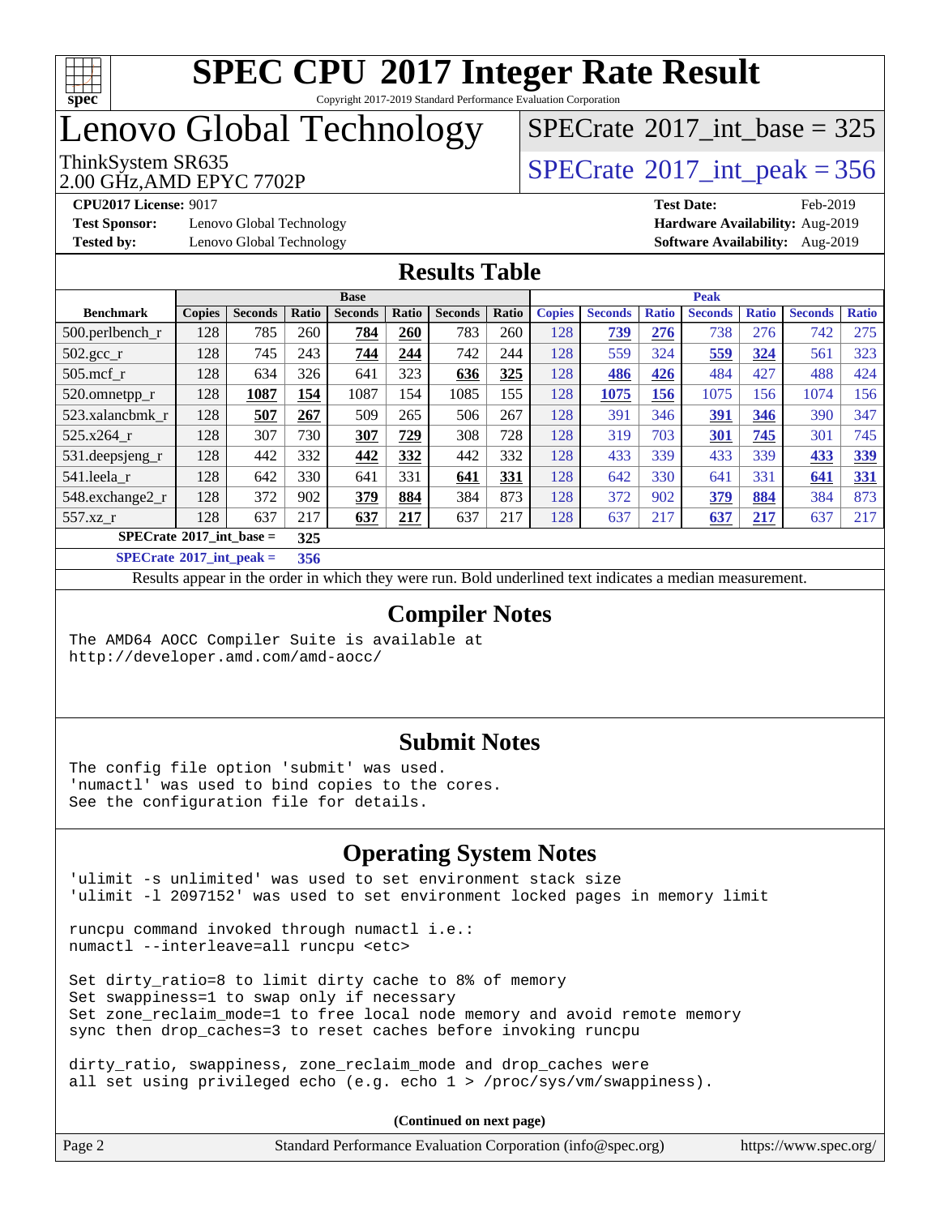# SPEC CPU 2017 Integer Rate Result

Copyright 2017-2019 Standard Performance Evaluation Corporation

# Lenovo Global Technology

ThinkSystem SR635
2.00 GHz,AMD EPYC 7702P

SPECrate 2017_int_base = 325

SPECrate 2017_int_peak = 356

**CPU2017 License:** 9017
**Test Sponsor:** Lenovo Global Technology
**Tested by:** Lenovo Global Technology

**Test Date:** Feb-2019
**Hardware Availability:** Aug-2019
**Software Availability:** Aug-2019

## Results Table

| | Base | | | | | | | Peak | | | | | | |
|---|---|---|---|---|---|---|---|---|---|---|---|---|---|---|
| **Benchmark** | **Copies** | **Seconds** | **Ratio** | **Seconds** | **Ratio** | **Seconds** | **Ratio** | **Copies** | **Seconds** | **Ratio** | **Seconds** | **Ratio** | **Seconds** | **Ratio** |
| 500.perlbench_r | 128 | 785 | 260 | **784** | **260** | 783 | 260 | 128 | **739** | **276** | 738 | 276 | 742 | 275 |
| 502.gcc_r | 128 | 745 | 243 | **744** | **244** | 742 | 244 | 128 | 559 | 324 | **559** | **324** | 561 | 323 |
| 505.mcf_r | 128 | 634 | 326 | 641 | 323 | **636** | **325** | 128 | **486** | **426** | 484 | 427 | 488 | 424 |
| 520.omnetpp_r | 128 | **1087** | **154** | 1087 | 154 | 1085 | 155 | 128 | **1075** | **156** | 1075 | 156 | 1074 | 156 |
| 523.xalancbmk_r | 128 | **507** | **267** | 509 | 265 | 506 | 267 | 128 | 391 | 346 | **391** | **346** | 390 | 347 |
| 525.x264_r | 128 | 307 | 730 | **307** | **729** | 308 | 728 | 128 | 319 | 703 | **301** | **745** | 301 | 745 |
| 531.deepsjeng_r | 128 | 442 | 332 | **442** | **332** | 442 | 332 | 128 | 433 | 339 | 433 | 339 | **433** | **339** |
| 541.leela_r | 128 | 642 | 330 | 641 | 331 | **641** | **331** | 128 | 642 | 330 | 641 | 331 | **641** | **331** |
| 548.exchange2_r | 128 | 372 | 902 | **379** | **884** | 384 | 873 | 128 | 372 | 902 | **379** | **884** | 384 | 873 |
| 557.xz_r | 128 | 637 | 217 | **637** | **217** | 637 | 217 | 128 | 637 | 217 | **637** | **217** | 637 | 217 |
| **SPECrate 2017_int_base =** | **325** | | | | | | | | | | | | | |
| **SPECrate 2017_int_peak =** | **356** | | | | | | | | | | | | | |

Results appear in the order in which they were run. Bold underlined text indicates a median measurement.

## Compiler Notes

```
The AMD64 AOCC Compiler Suite is available at
http://developer.amd.com/amd-aocc/
```

## Submit Notes

```
The config file option 'submit' was used.
'numactl' was used to bind copies to the cores.
See the configuration file for details.
```

## Operating System Notes

```
'ulimit -s unlimited' was used to set environment stack size
'ulimit -l 2097152' was used to set environment locked pages in memory limit

runcpu command invoked through numactl i.e.:
numactl --interleave=all runcpu <etc>

Set dirty_ratio=8 to limit dirty cache to 8% of memory
Set swappiness=1 to swap only if necessary
Set zone_reclaim_mode=1 to free local node memory and avoid remote memory
sync then drop_caches=3 to reset caches before invoking runcpu

dirty_ratio, swappiness, zone_reclaim_mode and drop_caches were
all set using privileged echo (e.g. echo 1 > /proc/sys/vm/swappiness).
```

**(Continued on next page)**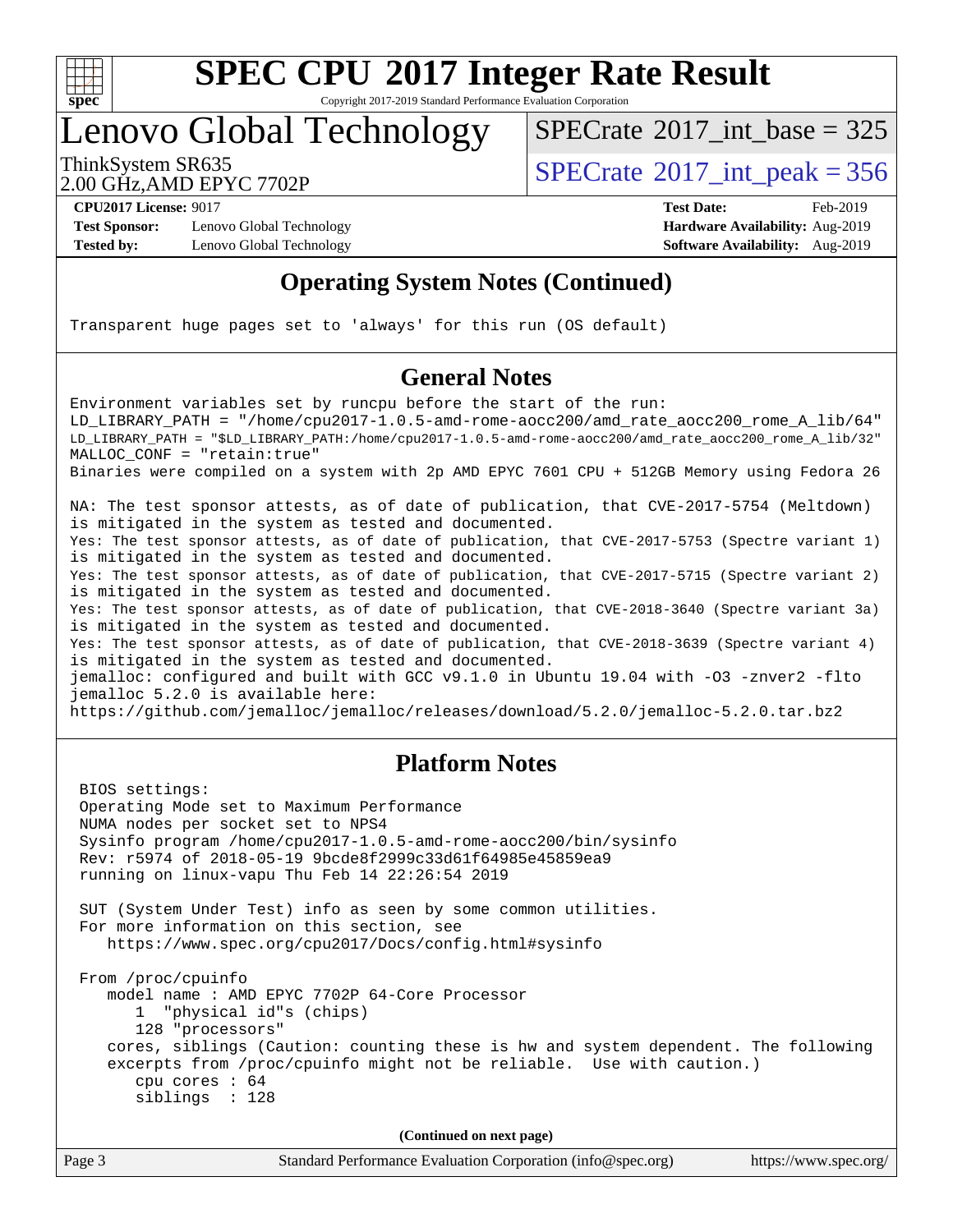# SPEC CPU 2017 Integer Rate Result

Copyright 2017-2019 Standard Performance Evaluation Corporation

## Lenovo Global Technology

ThinkSystem SR635
2.00 GHz,AMD EPYC 7702P

SPECrate 2017_int_base = 325

SPECrate 2017_int_peak = 356

**CPU2017 License:** 9017
**Test Sponsor:** Lenovo Global Technology
**Tested by:** Lenovo Global Technology

**Test Date:** Feb-2019
**Hardware Availability:** Aug-2019
**Software Availability:** Aug-2019

### Operating System Notes (Continued)

```
Transparent huge pages set to 'always' for this run (OS default)
```

### General Notes

```
Environment variables set by runcpu before the start of the run:
LD_LIBRARY_PATH = "/home/cpu2017-1.0.5-amd-rome-aocc200/amd_rate_aocc200_rome_A_lib/64"
LD_LIBRARY_PATH = "$LD_LIBRARY_PATH:/home/cpu2017-1.0.5-amd-rome-aocc200/amd_rate_aocc200_rome_A_lib/32"
MALLOC_CONF = "retain:true"
Binaries were compiled on a system with 2p AMD EPYC 7601 CPU + 512GB Memory using Fedora 26

NA: The test sponsor attests, as of date of publication, that CVE-2017-5754 (Meltdown)
is mitigated in the system as tested and documented.
Yes: The test sponsor attests, as of date of publication, that CVE-2017-5753 (Spectre variant 1)
is mitigated in the system as tested and documented.
Yes: The test sponsor attests, as of date of publication, that CVE-2017-5715 (Spectre variant 2)
is mitigated in the system as tested and documented.
Yes: The test sponsor attests, as of date of publication, that CVE-2018-3640 (Spectre variant 3a)
is mitigated in the system as tested and documented.
Yes: The test sponsor attests, as of date of publication, that CVE-2018-3639 (Spectre variant 4)
is mitigated in the system as tested and documented.
jemalloc: configured and built with GCC v9.1.0 in Ubuntu 19.04 with -O3 -znver2 -flto
jemalloc 5.2.0 is available here:
https://github.com/jemalloc/jemalloc/releases/download/5.2.0/jemalloc-5.2.0.tar.bz2
```

### Platform Notes

```
BIOS settings:
Operating Mode set to Maximum Performance
NUMA nodes per socket set to NPS4
Sysinfo program /home/cpu2017-1.0.5-amd-rome-aocc200/bin/sysinfo
Rev: r5974 of 2018-05-19 9bcde8f2999c33d61f64985e45859ea9
running on linux-vapu Thu Feb 14 22:26:54 2019

SUT (System Under Test) info as seen by some common utilities.
For more information on this section, see
   https://www.spec.org/cpu2017/Docs/config.html#sysinfo

From /proc/cpuinfo
   model name : AMD EPYC 7702P 64-Core Processor
      1  "physical id"s (chips)
      128 "processors"
   cores, siblings (Caution: counting these is hw and system dependent. The following
   excerpts from /proc/cpuinfo might not be reliable.  Use with caution.)
      cpu cores : 64
      siblings  : 128
```

**(Continued on next page)**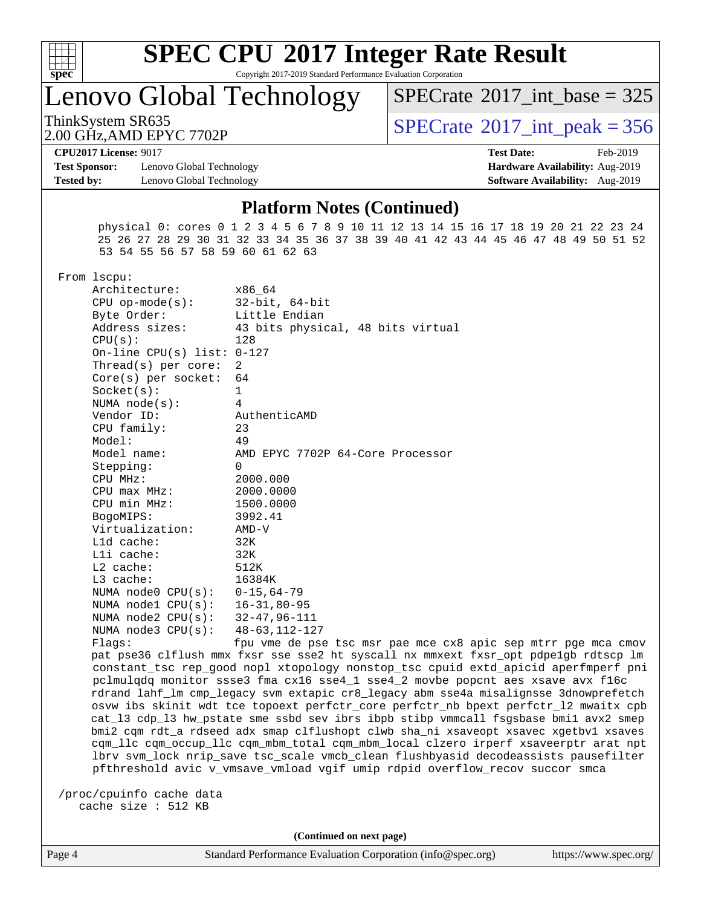## Platform Notes (Continued)

```
      physical 0: cores 0 1 2 3 4 5 6 7 8 9 10 11 12 13 14 15 16 17 18 19 20 21 22 23 24
      25 26 27 28 29 30 31 32 33 34 35 36 37 38 39 40 41 42 43 44 45 46 47 48 49 50 51 52
      53 54 55 56 57 58 59 60 61 62 63

 From lscpu:
     Architecture:          x86_64
     CPU op-mode(s):        32-bit, 64-bit
     Byte Order:            Little Endian
     Address sizes:         43 bits physical, 48 bits virtual
     CPU(s):                128
     On-line CPU(s) list: 0-127
     Thread(s) per core:  2
     Core(s) per socket:  64
     Socket(s):             1
     NUMA node(s):          4
     Vendor ID:             AuthenticAMD
     CPU family:            23
     Model:                 49
     Model name:            AMD EPYC 7702P 64-Core Processor
     Stepping:              0
     CPU MHz:               2000.000
     CPU max MHz:           2000.0000
     CPU min MHz:           1500.0000
     BogoMIPS:              3992.41
     Virtualization:        AMD-V
     L1d cache:             32K
     L1i cache:             32K
     L2 cache:              512K
     L3 cache:              16384K
     NUMA node0 CPU(s):   0-15,64-79
     NUMA node1 CPU(s):   16-31,80-95
     NUMA node2 CPU(s):   32-47,96-111
     NUMA node3 CPU(s):   48-63,112-127
     Flags:                 fpu vme de pse tsc msr pae mce cx8 apic sep mtrr pge mca cmov
     pat pse36 clflush mmx fxsr sse sse2 ht syscall nx mmxext fxsr_opt pdpe1gb rdtscp lm
     constant_tsc rep_good nopl xtopology nonstop_tsc cpuid extd_apicid aperfmperf pni
     pclmulqdq monitor ssse3 fma cx16 sse4_1 sse4_2 movbe popcnt aes xsave avx f16c
     rdrand lahf_lm cmp_legacy svm extapic cr8_legacy abm sse4a misalignsse 3dnowprefetch
     osvw ibs skinit wdt tce topoext perfctr_core perfctr_nb bpext perfctr_l2 mwaitx cpb
     cat_l3 cdp_l3 hw_pstate sme ssbd sev ibrs ibpb stibp vmmcall fsgsbase bmi1 avx2 smep
     bmi2 cqm rdt_a rdseed adx smap clflushopt clwb sha_ni xsaveopt xsavec xgetbv1 xsaves
     cqm_llc cqm_occup_llc cqm_mbm_total cqm_mbm_local clzero irperf xsaveerptr arat npt
     lbrv svm_lock nrip_save tsc_scale vmcb_clean flushbyasid decodeassists pausefilter
     pfthreshold avic v_vmsave_vmload vgif umip rdpid overflow_recov succor smca

 /proc/cpuinfo cache data
    cache size : 512 KB
```

(Continued on next page)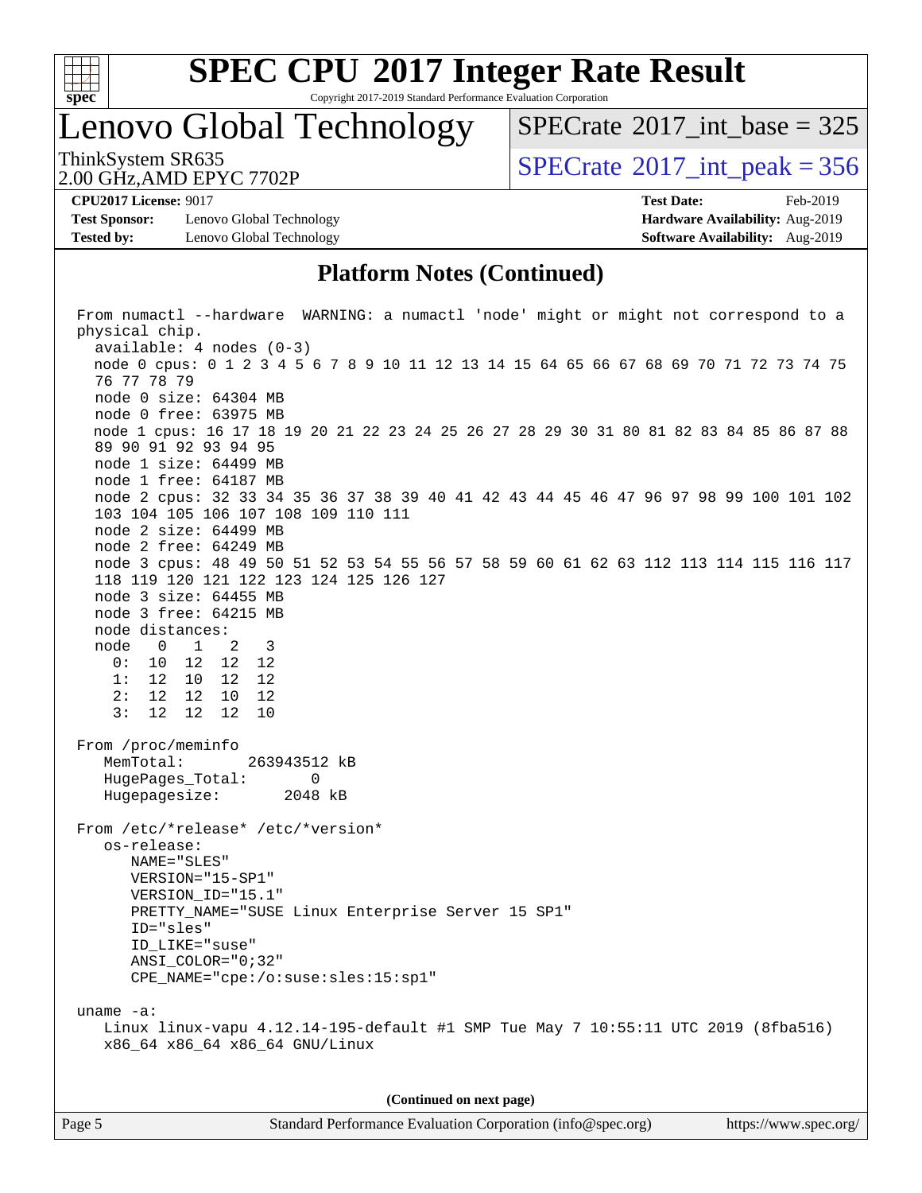## Platform Notes (Continued)

```
From numactl --hardware  WARNING: a numactl 'node' might or might not correspond to a
physical chip.
  available: 4 nodes (0-3)
  node 0 cpus: 0 1 2 3 4 5 6 7 8 9 10 11 12 13 14 15 64 65 66 67 68 69 70 71 72 73 74 75
  76 77 78 79
  node 0 size: 64304 MB
  node 0 free: 63975 MB
  node 1 cpus: 16 17 18 19 20 21 22 23 24 25 26 27 28 29 30 31 80 81 82 83 84 85 86 87 88
  89 90 91 92 93 94 95
  node 1 size: 64499 MB
  node 1 free: 64187 MB
  node 2 cpus: 32 33 34 35 36 37 38 39 40 41 42 43 44 45 46 47 96 97 98 99 100 101 102
  103 104 105 106 107 108 109 110 111
  node 2 size: 64499 MB
  node 2 free: 64249 MB
  node 3 cpus: 48 49 50 51 52 53 54 55 56 57 58 59 60 61 62 63 112 113 114 115 116 117
  118 119 120 121 122 123 124 125 126 127
  node 3 size: 64455 MB
  node 3 free: 64215 MB
  node distances:
  node   0   1   2   3
    0:  10  12  12  12
    1:  12  10  12  12
    2:  12  12  10  12
    3:  12  12  12  10

From /proc/meminfo
   MemTotal:       263943512 kB
   HugePages_Total:       0
   Hugepagesize:       2048 kB

From /etc/*release* /etc/*version*
   os-release:
      NAME="SLES"
      VERSION="15-SP1"
      VERSION_ID="15.1"
      PRETTY_NAME="SUSE Linux Enterprise Server 15 SP1"
      ID="sles"
      ID_LIKE="suse"
      ANSI_COLOR="0;32"
      CPE_NAME="cpe:/o:suse:sles:15:sp1"

uname -a:
   Linux linux-vapu 4.12.14-195-default #1 SMP Tue May 7 10:55:11 UTC 2019 (8fba516)
   x86_64 x86_64 x86_64 GNU/Linux
```

(Continued on next page)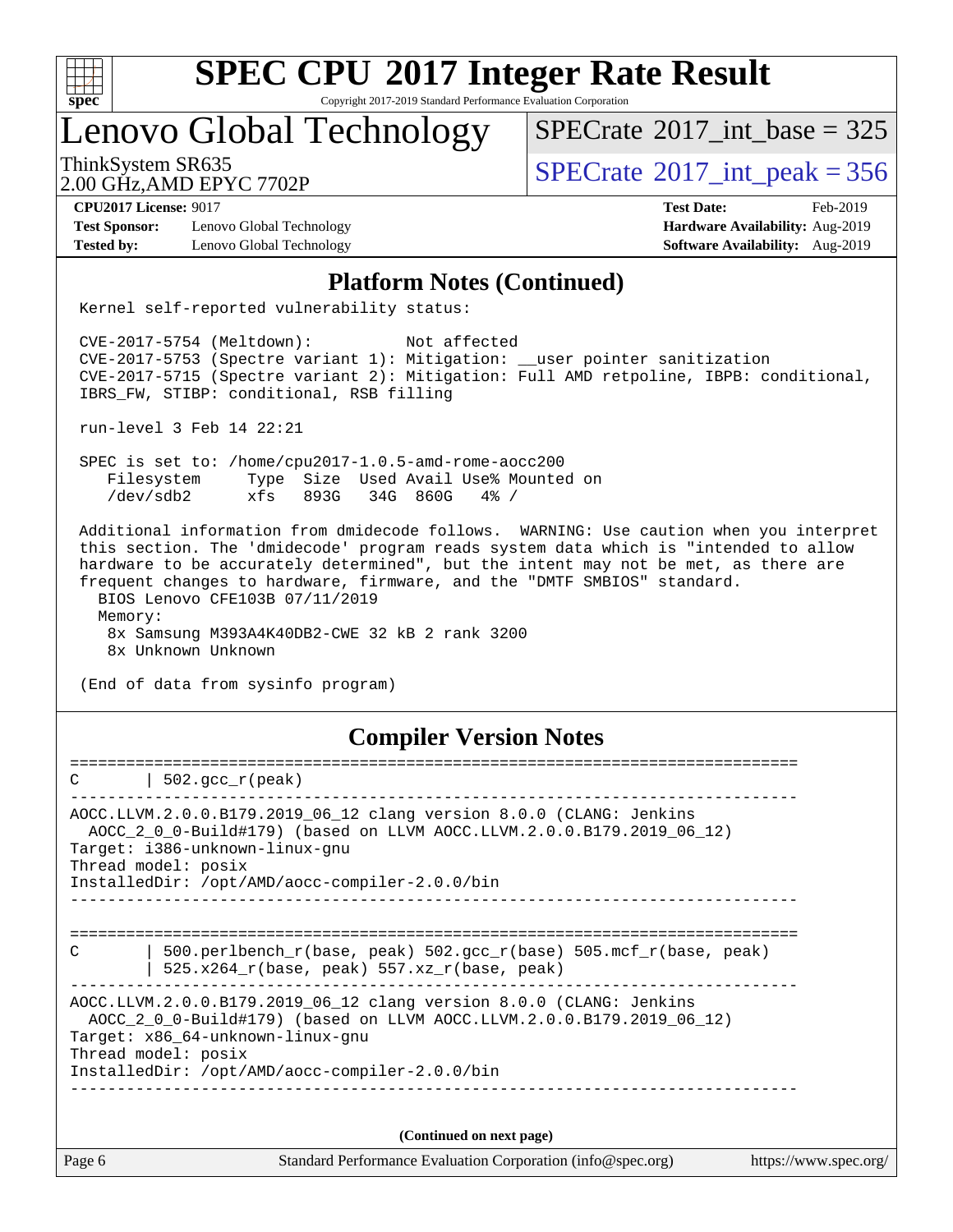## Platform Notes (Continued)

```
Kernel self-reported vulnerability status:

CVE-2017-5754 (Meltdown):          Not affected
CVE-2017-5753 (Spectre variant 1): Mitigation: __user pointer sanitization
CVE-2017-5715 (Spectre variant 2): Mitigation: Full AMD retpoline, IBPB: conditional,
IBRS_FW, STIBP: conditional, RSB filling

run-level 3 Feb 14 22:21

SPEC is set to: /home/cpu2017-1.0.5-amd-rome-aocc200
   Filesystem     Type  Size  Used Avail Use% Mounted on
   /dev/sdb2      xfs   893G   34G  860G   4% /

Additional information from dmidecode follows.  WARNING: Use caution when you interpret
this section. The 'dmidecode' program reads system data which is "intended to allow
hardware to be accurately determined", but the intent may not be met, as there are
frequent changes to hardware, firmware, and the "DMTF SMBIOS" standard.
  BIOS Lenovo CFE103B 07/11/2019
  Memory:
    8x Samsung M393A4K40DB2-CWE 32 kB 2 rank 3200
    8x Unknown Unknown

(End of data from sysinfo program)
```

## Compiler Version Notes

```
==============================================================================
C       | 502.gcc_r(peak)
------------------------------------------------------------------------------
AOCC.LLVM.2.0.0.B179.2019_06_12 clang version 8.0.0 (CLANG: Jenkins
  AOCC_2_0_0-Build#179) (based on LLVM AOCC.LLVM.2.0.0.B179.2019_06_12)
Target: i386-unknown-linux-gnu
Thread model: posix
InstalledDir: /opt/AMD/aocc-compiler-2.0.0/bin
------------------------------------------------------------------------------

==============================================================================
C       | 500.perlbench_r(base, peak) 502.gcc_r(base) 505.mcf_r(base, peak)
        | 525.x264_r(base, peak) 557.xz_r(base, peak)
------------------------------------------------------------------------------
AOCC.LLVM.2.0.0.B179.2019_06_12 clang version 8.0.0 (CLANG: Jenkins
  AOCC_2_0_0-Build#179) (based on LLVM AOCC.LLVM.2.0.0.B179.2019_06_12)
Target: x86_64-unknown-linux-gnu
Thread model: posix
InstalledDir: /opt/AMD/aocc-compiler-2.0.0/bin
------------------------------------------------------------------------------
```

(Continued on next page)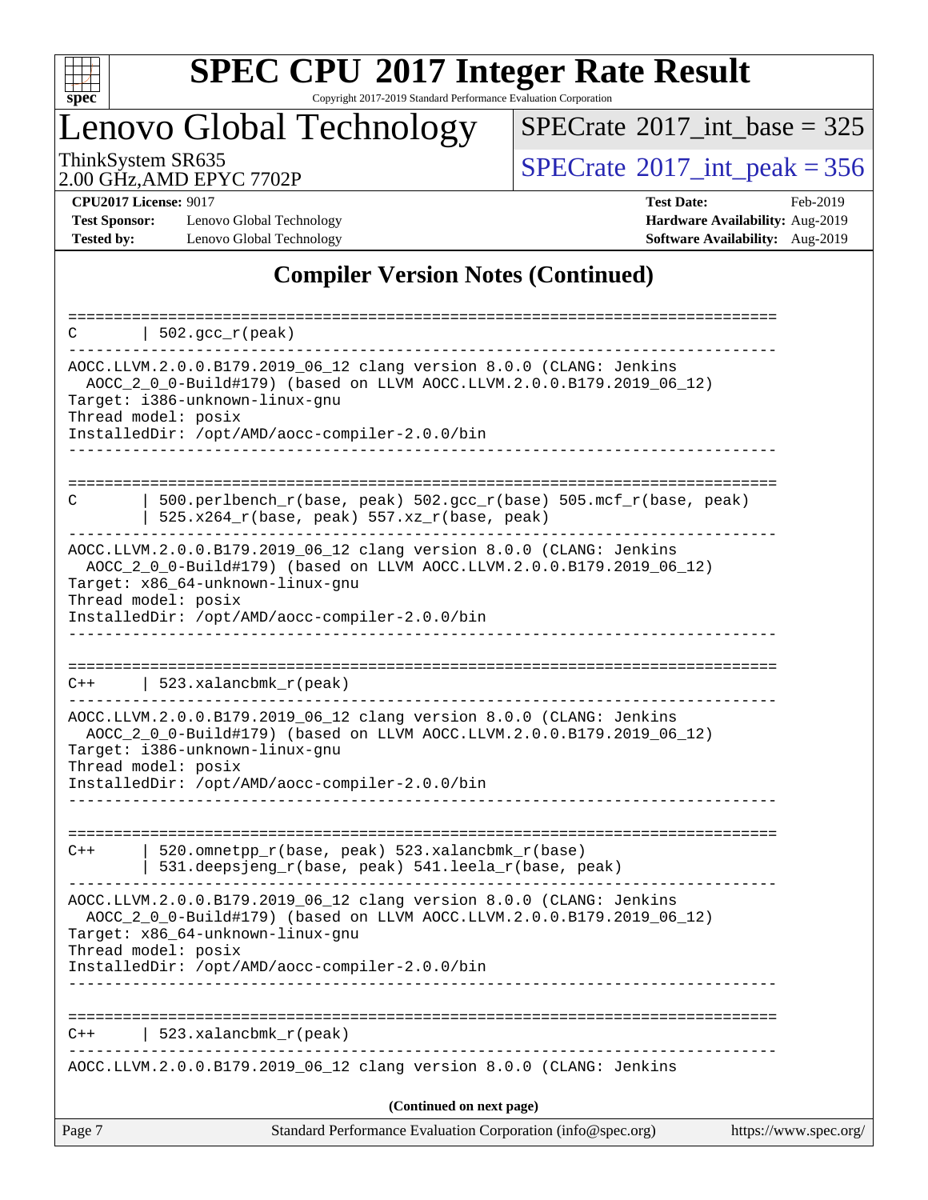# SPEC CPU 2017 Integer Rate Result

Copyright 2017-2019 Standard Performance Evaluation Corporation

## Lenovo Global Technology

ThinkSystem SR635
2.00 GHz,AMD EPYC 7702P

SPECrate 2017_int_base = 325

SPECrate 2017_int_peak = 356

**CPU2017 License:** 9017
**Test Sponsor:** Lenovo Global Technology
**Tested by:** Lenovo Global Technology

**Test Date:** Feb-2019
**Hardware Availability:** Aug-2019
**Software Availability:** Aug-2019

## Compiler Version Notes (Continued)

```
==============================================================================
C       | 502.gcc_r(peak)
------------------------------------------------------------------------------
AOCC.LLVM.2.0.0.B179.2019_06_12 clang version 8.0.0 (CLANG: Jenkins
  AOCC_2_0_0-Build#179) (based on LLVM AOCC.LLVM.2.0.0.B179.2019_06_12)
Target: i386-unknown-linux-gnu
Thread model: posix
InstalledDir: /opt/AMD/aocc-compiler-2.0.0/bin
------------------------------------------------------------------------------

==============================================================================
C       | 500.perlbench_r(base, peak) 502.gcc_r(base) 505.mcf_r(base, peak)
        | 525.x264_r(base, peak) 557.xz_r(base, peak)
------------------------------------------------------------------------------
AOCC.LLVM.2.0.0.B179.2019_06_12 clang version 8.0.0 (CLANG: Jenkins
  AOCC_2_0_0-Build#179) (based on LLVM AOCC.LLVM.2.0.0.B179.2019_06_12)
Target: x86_64-unknown-linux-gnu
Thread model: posix
InstalledDir: /opt/AMD/aocc-compiler-2.0.0/bin
------------------------------------------------------------------------------

==============================================================================
C++     | 523.xalancbmk_r(peak)
------------------------------------------------------------------------------
AOCC.LLVM.2.0.0.B179.2019_06_12 clang version 8.0.0 (CLANG: Jenkins
  AOCC_2_0_0-Build#179) (based on LLVM AOCC.LLVM.2.0.0.B179.2019_06_12)
Target: i386-unknown-linux-gnu
Thread model: posix
InstalledDir: /opt/AMD/aocc-compiler-2.0.0/bin
------------------------------------------------------------------------------

==============================================================================
C++     | 520.omnetpp_r(base, peak) 523.xalancbmk_r(base)
        | 531.deepsjeng_r(base, peak) 541.leela_r(base, peak)
------------------------------------------------------------------------------
AOCC.LLVM.2.0.0.B179.2019_06_12 clang version 8.0.0 (CLANG: Jenkins
  AOCC_2_0_0-Build#179) (based on LLVM AOCC.LLVM.2.0.0.B179.2019_06_12)
Target: x86_64-unknown-linux-gnu
Thread model: posix
InstalledDir: /opt/AMD/aocc-compiler-2.0.0/bin
------------------------------------------------------------------------------

==============================================================================
C++     | 523.xalancbmk_r(peak)
------------------------------------------------------------------------------
AOCC.LLVM.2.0.0.B179.2019_06_12 clang version 8.0.0 (CLANG: Jenkins
```

**(Continued on next page)**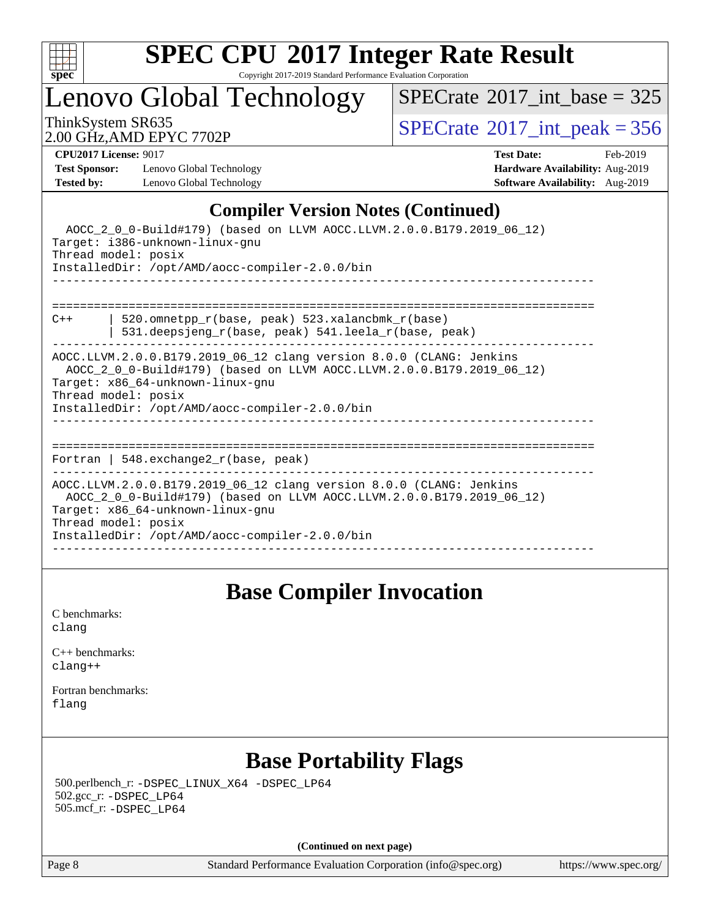## Compiler Version Notes (Continued)

```
  AOCC_2_0_0-Build#179) (based on LLVM AOCC.LLVM.2.0.0.B179.2019_06_12)
Target: i386-unknown-linux-gnu
Thread model: posix
InstalledDir: /opt/AMD/aocc-compiler-2.0.0/bin
------------------------------------------------------------------------------

==============================================================================
C++      | 520.omnetpp_r(base, peak) 523.xalancbmk_r(base)
         | 531.deepsjeng_r(base, peak) 541.leela_r(base, peak)
------------------------------------------------------------------------------
AOCC.LLVM.2.0.0.B179.2019_06_12 clang version 8.0.0 (CLANG: Jenkins
  AOCC_2_0_0-Build#179) (based on LLVM AOCC.LLVM.2.0.0.B179.2019_06_12)
Target: x86_64-unknown-linux-gnu
Thread model: posix
InstalledDir: /opt/AMD/aocc-compiler-2.0.0/bin
------------------------------------------------------------------------------

==============================================================================
Fortran | 548.exchange2_r(base, peak)
------------------------------------------------------------------------------
AOCC.LLVM.2.0.0.B179.2019_06_12 clang version 8.0.0 (CLANG: Jenkins
  AOCC_2_0_0-Build#179) (based on LLVM AOCC.LLVM.2.0.0.B179.2019_06_12)
Target: x86_64-unknown-linux-gnu
Thread model: posix
InstalledDir: /opt/AMD/aocc-compiler-2.0.0/bin
------------------------------------------------------------------------------
```

## Base Compiler Invocation

C benchmarks:
clang

C++ benchmarks:
clang++

Fortran benchmarks:
flang

## Base Portability Flags

500.perlbench_r: -DSPEC_LINUX_X64 -DSPEC_LP64
502.gcc_r: -DSPEC_LP64
505.mcf_r: -DSPEC_LP64

**(Continued on next page)**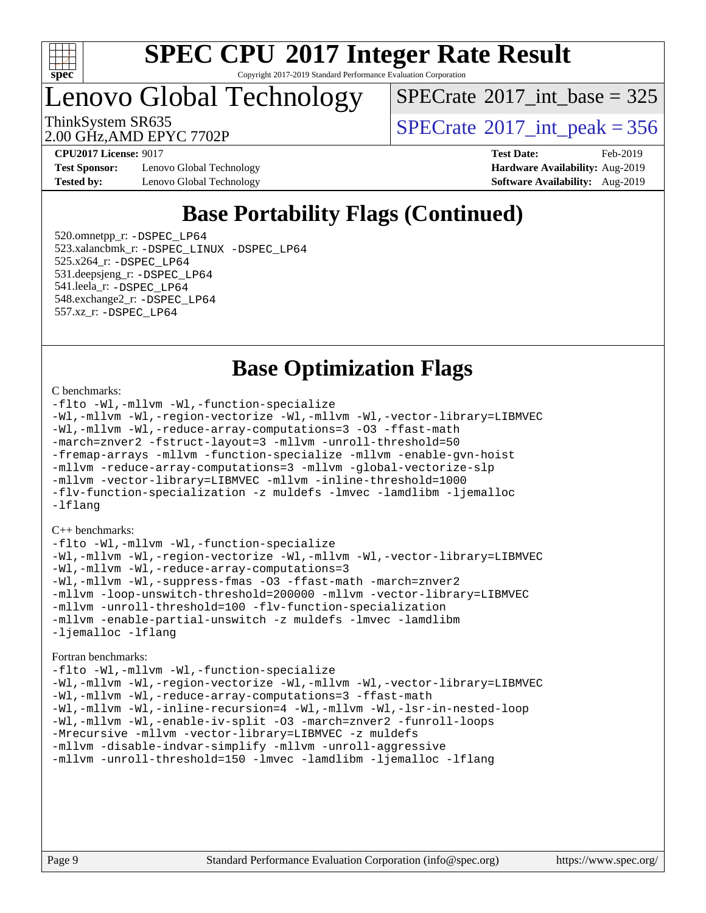# SPEC CPU 2017 Integer Rate Result

Copyright 2017-2019 Standard Performance Evaluation Corporation

## Lenovo Global Technology

ThinkSystem SR635
2.00 GHz,AMD EPYC 7702P

SPECrate 2017_int_base = 325

SPECrate 2017_int_peak = 356

**CPU2017 License:** 9017
**Test Sponsor:** Lenovo Global Technology
**Tested by:** Lenovo Global Technology

**Test Date:** Feb-2019
**Hardware Availability:** Aug-2019
**Software Availability:** Aug-2019

## Base Portability Flags (Continued)

520.omnetpp_r: -DSPEC_LP64
523.xalancbmk_r: -DSPEC_LINUX -DSPEC_LP64
525.x264_r: -DSPEC_LP64
531.deepsjeng_r: -DSPEC_LP64
541.leela_r: -DSPEC_LP64
548.exchange2_r: -DSPEC_LP64
557.xz_r: -DSPEC_LP64

## Base Optimization Flags

C benchmarks:

```
-flto -Wl,-mllvm -Wl,-function-specialize
-Wl,-mllvm -Wl,-region-vectorize -Wl,-mllvm -Wl,-vector-library=LIBMVEC
-Wl,-mllvm -Wl,-reduce-array-computations=3 -O3 -ffast-math
-march=znver2 -fstruct-layout=3 -mllvm -unroll-threshold=50
-fremap-arrays -mllvm -function-specialize -mllvm -enable-gvn-hoist
-mllvm -reduce-array-computations=3 -mllvm -global-vectorize-slp
-mllvm -vector-library=LIBMVEC -mllvm -inline-threshold=1000
-flv-function-specialization -z muldefs -lmvec -lamdlibm -ljemalloc
-lflang
```

C++ benchmarks:

```
-flto -Wl,-mllvm -Wl,-function-specialize
-Wl,-mllvm -Wl,-region-vectorize -Wl,-mllvm -Wl,-vector-library=LIBMVEC
-Wl,-mllvm -Wl,-reduce-array-computations=3
-Wl,-mllvm -Wl,-suppress-fmas -O3 -ffast-math -march=znver2
-mllvm -loop-unswitch-threshold=200000 -mllvm -vector-library=LIBMVEC
-mllvm -unroll-threshold=100 -flv-function-specialization
-mllvm -enable-partial-unswitch -z muldefs -lmvec -lamdlibm
-ljemalloc -lflang
```

Fortran benchmarks:

```
-flto -Wl,-mllvm -Wl,-function-specialize
-Wl,-mllvm -Wl,-region-vectorize -Wl,-mllvm -Wl,-vector-library=LIBMVEC
-Wl,-mllvm -Wl,-reduce-array-computations=3 -ffast-math
-Wl,-mllvm -Wl,-inline-recursion=4 -Wl,-mllvm -Wl,-lsr-in-nested-loop
-Wl,-mllvm -Wl,-enable-iv-split -O3 -march=znver2 -funroll-loops
-Mrecursive -mllvm -vector-library=LIBMVEC -z muldefs
-mllvm -disable-indvar-simplify -mllvm -unroll-aggressive
-mllvm -unroll-threshold=150 -lmvec -lamdlibm -ljemalloc -lflang
```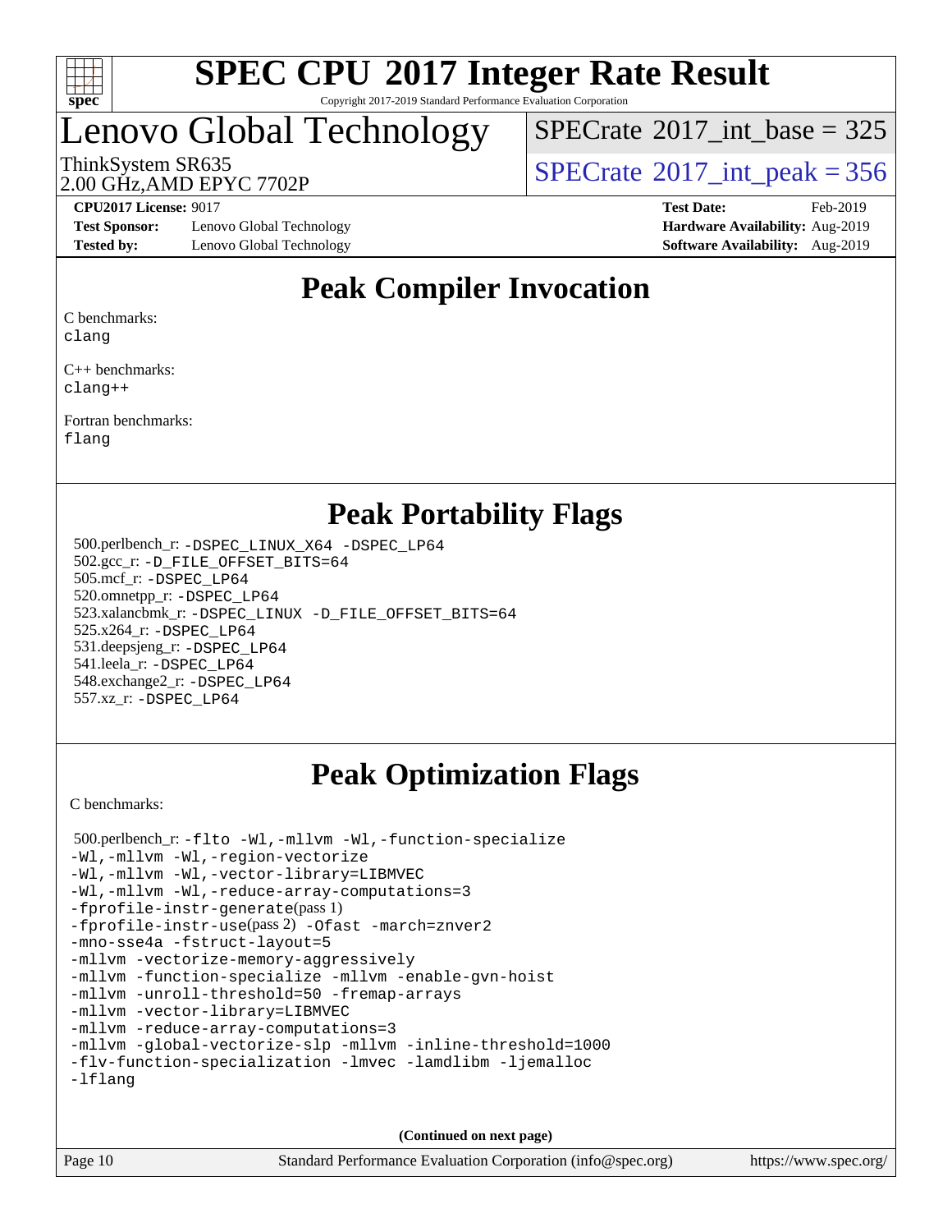# SPEC CPU 2017 Integer Rate Result

Copyright 2017-2019 Standard Performance Evaluation Corporation

## Lenovo Global Technology

ThinkSystem SR635
2.00 GHz,AMD EPYC 7702P

SPECrate 2017_int_base = 325

SPECrate 2017_int_peak = 356

**CPU2017 License:** 9017
**Test Sponsor:** Lenovo Global Technology
**Tested by:** Lenovo Global Technology

**Test Date:** Feb-2019
**Hardware Availability:** Aug-2019
**Software Availability:** Aug-2019

## Peak Compiler Invocation

C benchmarks:
clang

C++ benchmarks:
clang++

Fortran benchmarks:
flang

## Peak Portability Flags

500.perlbench_r: -DSPEC_LINUX_X64 -DSPEC_LP64
502.gcc_r: -D_FILE_OFFSET_BITS=64
505.mcf_r: -DSPEC_LP64
520.omnetpp_r: -DSPEC_LP64
523.xalancbmk_r: -DSPEC_LINUX -D_FILE_OFFSET_BITS=64
525.x264_r: -DSPEC_LP64
531.deepsjeng_r: -DSPEC_LP64
541.leela_r: -DSPEC_LP64
548.exchange2_r: -DSPEC_LP64
557.xz_r: -DSPEC_LP64

## Peak Optimization Flags

C benchmarks:

500.perlbench_r: -flto -Wl,-mllvm -Wl,-function-specialize
-Wl,-mllvm -Wl,-region-vectorize
-Wl,-mllvm -Wl,-vector-library=LIBMVEC
-Wl,-mllvm -Wl,-reduce-array-computations=3
-fprofile-instr-generate(pass 1)
-fprofile-instr-use(pass 2) -Ofast -march=znver2
-mno-sse4a -fstruct-layout=5
-mllvm -vectorize-memory-aggressively
-mllvm -function-specialize -mllvm -enable-gvn-hoist
-mllvm -unroll-threshold=50 -fremap-arrays
-mllvm -vector-library=LIBMVEC
-mllvm -reduce-array-computations=3
-mllvm -global-vectorize-slp -mllvm -inline-threshold=1000
-flv-function-specialization -lmvec -lamdlibm -ljemalloc
-lflang

**(Continued on next page)**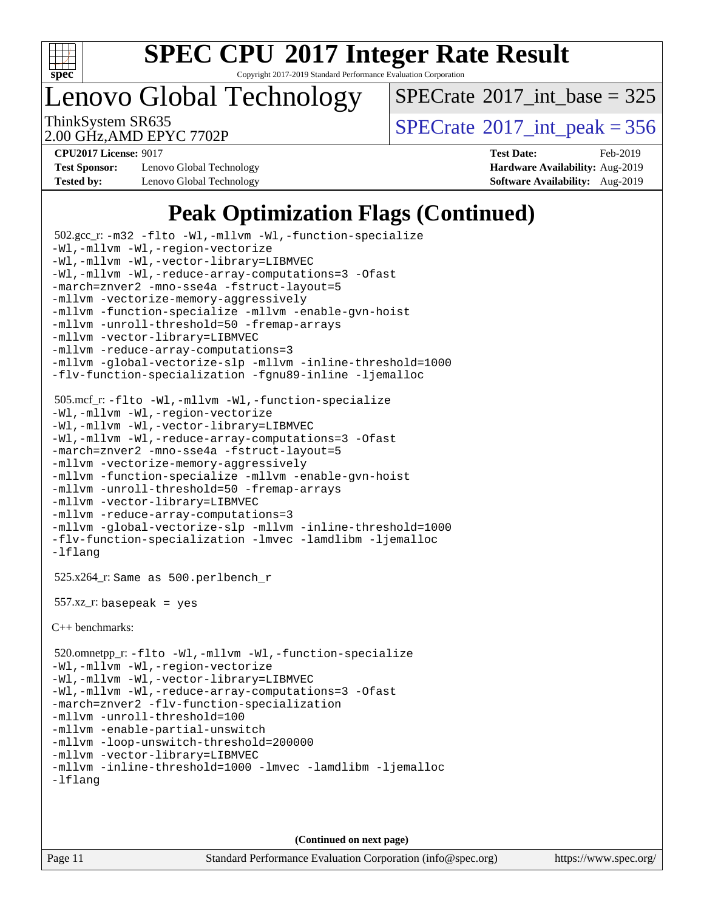# SPEC CPU 2017 Integer Rate Result

Copyright 2017-2019 Standard Performance Evaluation Corporation

## Lenovo Global Technology

ThinkSystem SR635
2.00 GHz,AMD EPYC 7702P

SPECrate 2017_int_base = 325

SPECrate 2017_int_peak = 356

**CPU2017 License:** 9017
**Test Sponsor:** Lenovo Global Technology
**Tested by:** Lenovo Global Technology

**Test Date:** Feb-2019
**Hardware Availability:** Aug-2019
**Software Availability:** Aug-2019

## Peak Optimization Flags (Continued)

502.gcc_r: 
```
-m32 -flto -Wl,-mllvm -Wl,-function-specialize
-Wl,-mllvm -Wl,-region-vectorize
-Wl,-mllvm -Wl,-vector-library=LIBMVEC
-Wl,-mllvm -Wl,-reduce-array-computations=3 -Ofast
-march=znver2 -mno-sse4a -fstruct-layout=5
-mllvm -vectorize-memory-aggressively
-mllvm -function-specialize -mllvm -enable-gvn-hoist
-mllvm -unroll-threshold=50 -fremap-arrays
-mllvm -vector-library=LIBMVEC
-mllvm -reduce-array-computations=3
-mllvm -global-vectorize-slp -mllvm -inline-threshold=1000
-flv-function-specialization -fgnu89-inline -ljemalloc
```

505.mcf_r: 
```
-flto -Wl,-mllvm -Wl,-function-specialize
-Wl,-mllvm -Wl,-region-vectorize
-Wl,-mllvm -Wl,-vector-library=LIBMVEC
-Wl,-mllvm -Wl,-reduce-array-computations=3 -Ofast
-march=znver2 -mno-sse4a -fstruct-layout=5
-mllvm -vectorize-memory-aggressively
-mllvm -function-specialize -mllvm -enable-gvn-hoist
-mllvm -unroll-threshold=50 -fremap-arrays
-mllvm -vector-library=LIBMVEC
-mllvm -reduce-array-computations=3
-mllvm -global-vectorize-slp -mllvm -inline-threshold=1000
-flv-function-specialization -lmvec -lamdlibm -ljemalloc
-lflang
```

525.x264_r: Same as 500.perlbench_r

557.xz_r: basepeak = yes

C++ benchmarks:

520.omnetpp_r: 
```
-flto -Wl,-mllvm -Wl,-function-specialize
-Wl,-mllvm -Wl,-region-vectorize
-Wl,-mllvm -Wl,-vector-library=LIBMVEC
-Wl,-mllvm -Wl,-reduce-array-computations=3 -Ofast
-march=znver2 -flv-function-specialization
-mllvm -unroll-threshold=100
-mllvm -enable-partial-unswitch
-mllvm -loop-unswitch-threshold=200000
-mllvm -vector-library=LIBMVEC
-mllvm -inline-threshold=1000 -lmvec -lamdlibm -ljemalloc
-lflang
```

(Continued on next page)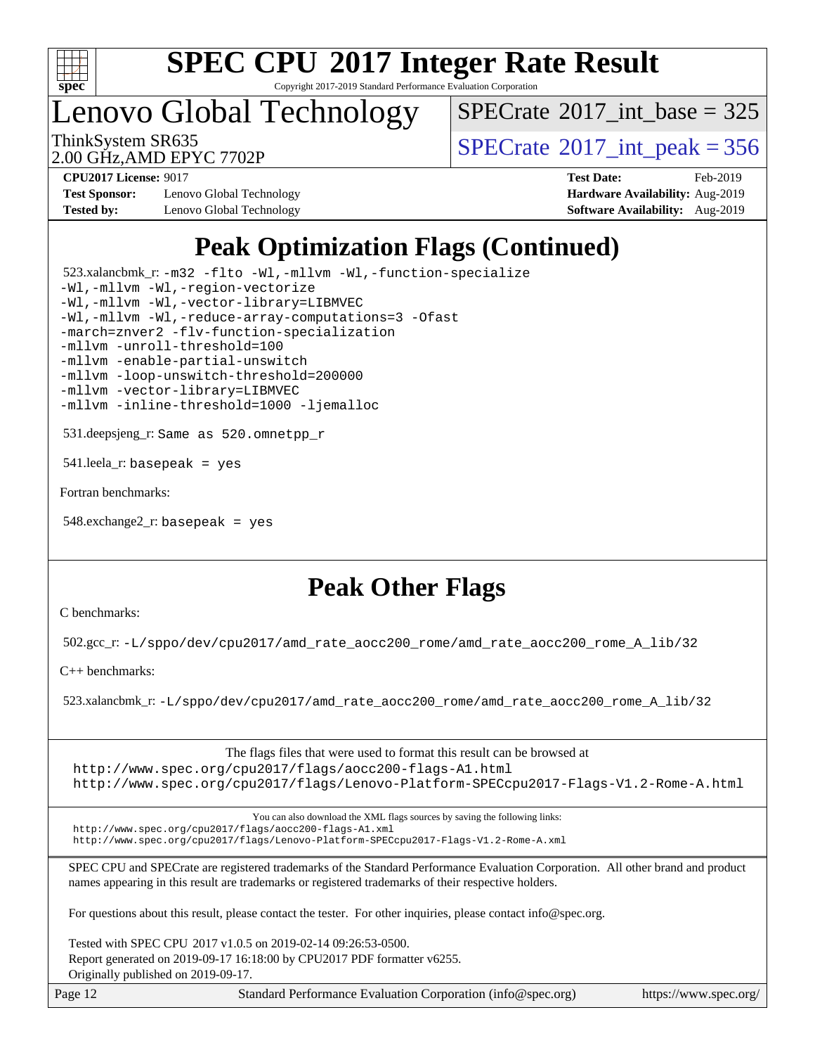# Peak Optimization Flags (Continued)

523.xalancbmk_r: -m32 -flto -Wl,-mllvm -Wl,-function-specialize
-Wl,-mllvm -Wl,-region-vectorize
-Wl,-mllvm -Wl,-vector-library=LIBMVEC
-Wl,-mllvm -Wl,-reduce-array-computations=3 -Ofast
-march=znver2 -flv-function-specialization
-mllvm -unroll-threshold=100
-mllvm -enable-partial-unswitch
-mllvm -loop-unswitch-threshold=200000
-mllvm -vector-library=LIBMVEC
-mllvm -inline-threshold=1000 -ljemalloc

531.deepsjeng_r: Same as 520.omnetpp_r

541.leela_r: basepeak = yes

Fortran benchmarks:

548.exchange2_r: basepeak = yes

# Peak Other Flags

C benchmarks:

502.gcc_r: -L/sppo/dev/cpu2017/amd_rate_aocc200_rome/amd_rate_aocc200_rome_A_lib/32

C++ benchmarks:

523.xalancbmk_r: -L/sppo/dev/cpu2017/amd_rate_aocc200_rome/amd_rate_aocc200_rome_A_lib/32

The flags files that were used to format this result can be browsed at
http://www.spec.org/cpu2017/flags/aocc200-flags-A1.html
http://www.spec.org/cpu2017/flags/Lenovo-Platform-SPECcpu2017-Flags-V1.2-Rome-A.html

You can also download the XML flags sources by saving the following links:
http://www.spec.org/cpu2017/flags/aocc200-flags-A1.xml
http://www.spec.org/cpu2017/flags/Lenovo-Platform-SPECcpu2017-Flags-V1.2-Rome-A.xml

SPEC CPU and SPECrate are registered trademarks of the Standard Performance Evaluation Corporation. All other brand and product names appearing in this result are trademarks or registered trademarks of their respective holders.

For questions about this result, please contact the tester. For other inquiries, please contact info@spec.org.

Tested with SPEC CPU 2017 v1.0.5 on 2019-02-14 09:26:53-0500.
Report generated on 2019-09-17 16:18:00 by CPU2017 PDF formatter v6255.
Originally published on 2019-09-17.